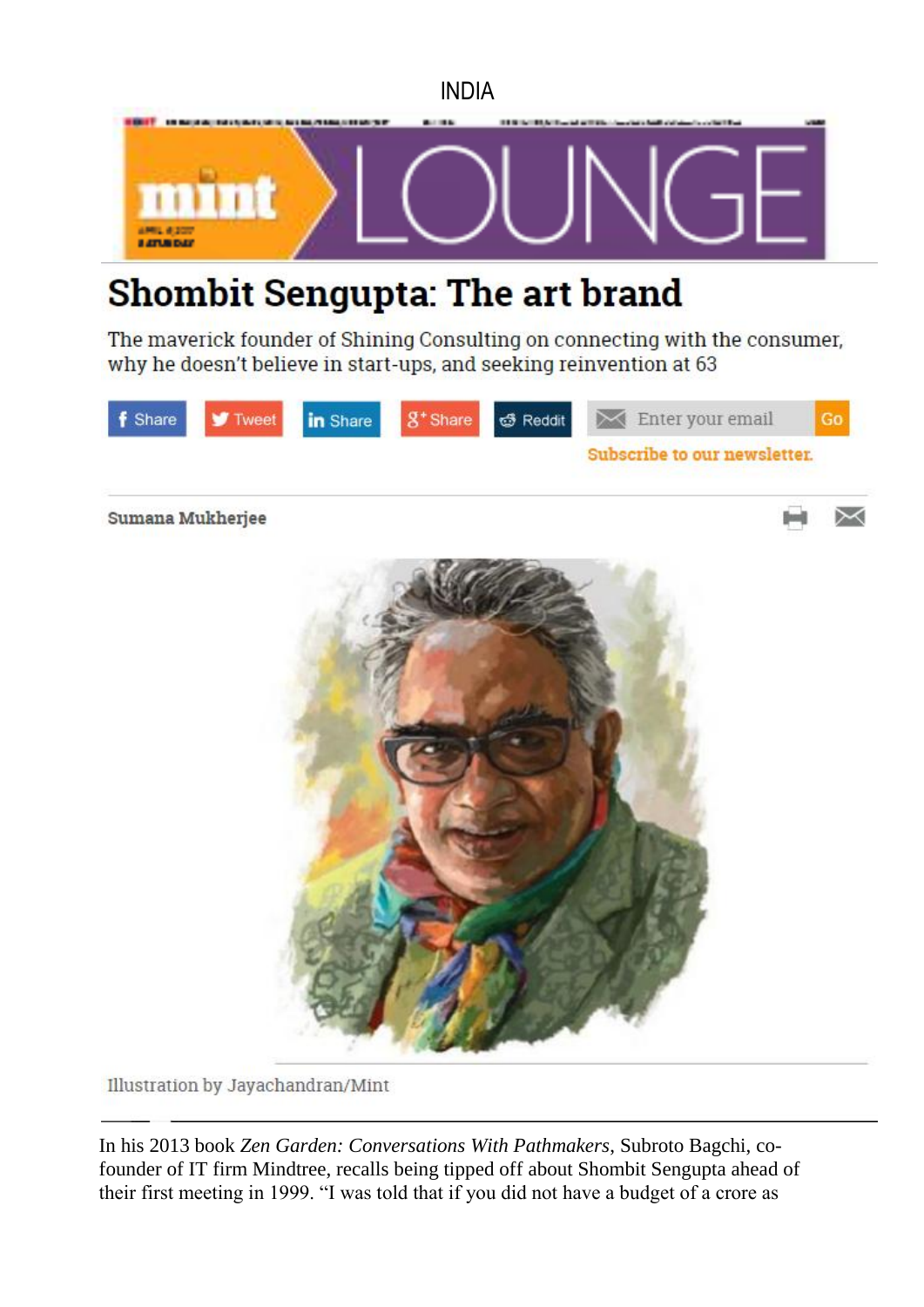INDIA

# Shombit Sengupta: The art brand

The maverick founder of Shining Consulting on connecting with the consumer, why he doesn't believe in start-ups, and seeking reinvention at 63

Sumana Mukherjee

Illustration by Jayachandran/Mint

In his 2013 book *Zen Garden: Conversations With Pathmakers*, Subroto Bagchi, co-founder of IT firm Mindtree, recalls being tipped off about Shombit Sengupta ahead of their first meeting in 1999. "I was told that if you did not have a budget of a crore as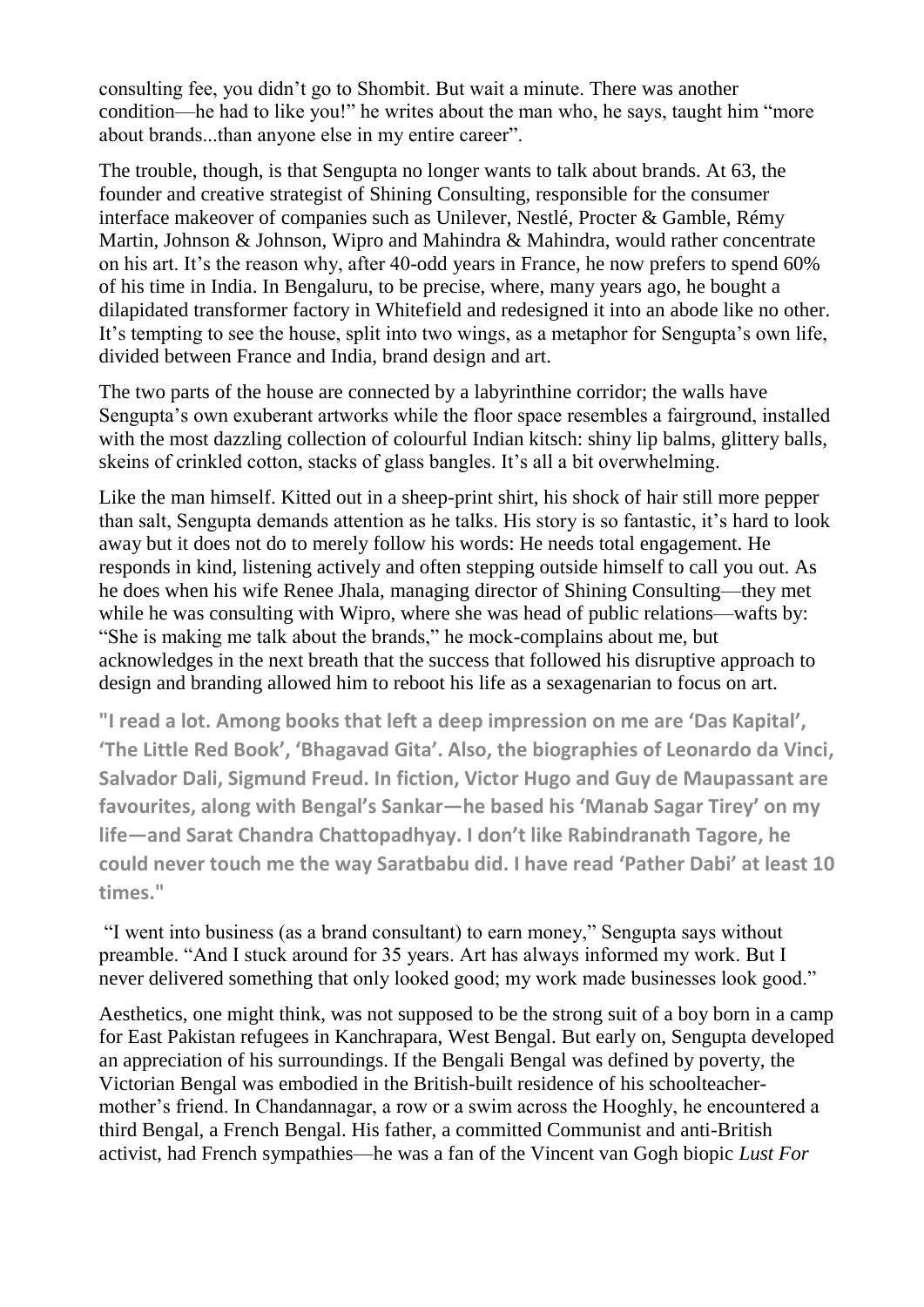consulting fee, you didn't go to Shombit. But wait a minute. There was another condition—he had to like you!" he writes about the man who, he says, taught him "more about brands...than anyone else in my entire career".

The trouble, though, is that Sengupta no longer wants to talk about brands. At 63, the founder and creative strategist of Shining Consulting, responsible for the consumer interface makeover of companies such as Unilever, Nestlé, Procter & Gamble, Rémy Martin, Johnson & Johnson, Wipro and Mahindra & Mahindra, would rather concentrate on his art. It's the reason why, after 40-odd years in France, he now prefers to spend 60% of his time in India. In Bengaluru, to be precise, where, many years ago, he bought a dilapidated transformer factory in Whitefield and redesigned it into an abode like no other. It's tempting to see the house, split into two wings, as a metaphor for Sengupta's own life, divided between France and India, brand design and art.

The two parts of the house are connected by a labyrinthine corridor; the walls have Sengupta's own exuberant artworks while the floor space resembles a fairground, installed with the most dazzling collection of colourful Indian kitsch: shiny lip balms, glittery balls, skeins of crinkled cotton, stacks of glass bangles. It's all a bit overwhelming.

Like the man himself. Kitted out in a sheep-print shirt, his shock of hair still more pepper than salt, Sengupta demands attention as he talks. His story is so fantastic, it's hard to look away but it does not do to merely follow his words: He needs total engagement. He responds in kind, listening actively and often stepping outside himself to call you out. As he does when his wife Renee Jhala, managing director of Shining Consulting—they met while he was consulting with Wipro, where she was head of public relations—wafts by: "She is making me talk about the brands," he mock-complains about me, but acknowledges in the next breath that the success that followed his disruptive approach to design and branding allowed him to reboot his life as a sexagenarian to focus on art.

**"I read a lot. Among books that left a deep impression on me are 'Das Kapital', 'The Little Red Book', 'Bhagavad Gita'. Also, the biographies of Leonardo da Vinci, Salvador Dali, Sigmund Freud. In fiction, Victor Hugo and Guy de Maupassant are favourites, along with Bengal's Sankar—he based his 'Manab Sagar Tirey' on my life—and Sarat Chandra Chattopadhyay. I don't like Rabindranath Tagore, he could never touch me the way Saratbabu did. I have read 'Pather Dabi' at least 10 times."**

"I went into business (as a brand consultant) to earn money," Sengupta says without preamble. "And I stuck around for 35 years. Art has always informed my work. But I never delivered something that only looked good; my work made businesses look good."

Aesthetics, one might think, was not supposed to be the strong suit of a boy born in a camp for East Pakistan refugees in Kanchrapara, West Bengal. But early on, Sengupta developed an appreciation of his surroundings. If the Bengali Bengal was defined by poverty, the Victorian Bengal was embodied in the British-built residence of his schoolteacher-mother's friend. In Chandannagar, a row or a swim across the Hooghly, he encountered a third Bengal, a French Bengal. His father, a committed Communist and anti-British activist, had French sympathies—he was a fan of the Vincent van Gogh biopic *Lust For*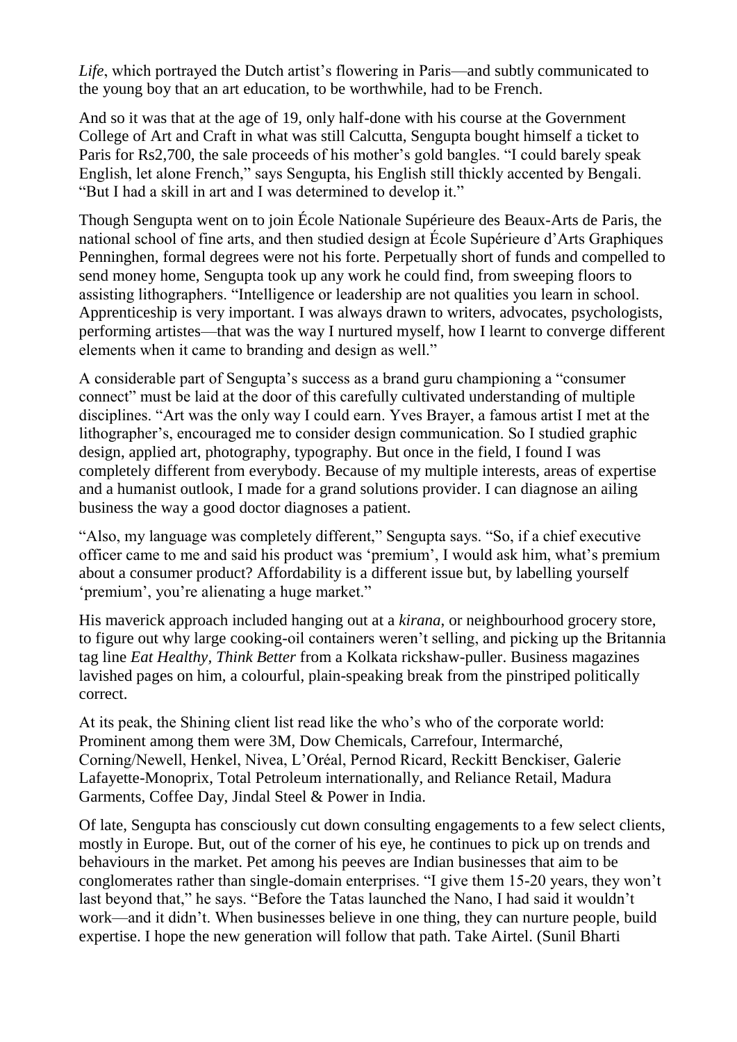*Life*, which portrayed the Dutch artist's flowering in Paris—and subtly communicated to the young boy that an art education, to be worthwhile, had to be French.

And so it was that at the age of 19, only half-done with his course at the Government College of Art and Craft in what was still Calcutta, Sengupta bought himself a ticket to Paris for Rs2,700, the sale proceeds of his mother's gold bangles. "I could barely speak English, let alone French," says Sengupta, his English still thickly accented by Bengali. "But I had a skill in art and I was determined to develop it."

Though Sengupta went on to join École Nationale Supérieure des Beaux-Arts de Paris, the national school of fine arts, and then studied design at École Supérieure d'Arts Graphiques Penninghen, formal degrees were not his forte. Perpetually short of funds and compelled to send money home, Sengupta took up any work he could find, from sweeping floors to assisting lithographers. "Intelligence or leadership are not qualities you learn in school. Apprenticeship is very important. I was always drawn to writers, advocates, psychologists, performing artistes—that was the way I nurtured myself, how I learnt to converge different elements when it came to branding and design as well."

A considerable part of Sengupta's success as a brand guru championing a "consumer connect" must be laid at the door of this carefully cultivated understanding of multiple disciplines. "Art was the only way I could earn. Yves Brayer, a famous artist I met at the lithographer's, encouraged me to consider design communication. So I studied graphic design, applied art, photography, typography. But once in the field, I found I was completely different from everybody. Because of my multiple interests, areas of expertise and a humanist outlook, I made for a grand solutions provider. I can diagnose an ailing business the way a good doctor diagnoses a patient.

"Also, my language was completely different," Sengupta says. "So, if a chief executive officer came to me and said his product was 'premium', I would ask him, what's premium about a consumer product? Affordability is a different issue but, by labelling yourself 'premium', you're alienating a huge market."

His maverick approach included hanging out at a *kirana*, or neighbourhood grocery store, to figure out why large cooking-oil containers weren't selling, and picking up the Britannia tag line *Eat Healthy, Think Better* from a Kolkata rickshaw-puller. Business magazines lavished pages on him, a colourful, plain-speaking break from the pinstriped politically correct.

At its peak, the Shining client list read like the who's who of the corporate world: Prominent among them were 3M, Dow Chemicals, Carrefour, Intermarché, Corning/Newell, Henkel, Nivea, L'Oréal, Pernod Ricard, Reckitt Benckiser, Galerie Lafayette-Monoprix, Total Petroleum internationally, and Reliance Retail, Madura Garments, Coffee Day, Jindal Steel & Power in India.

Of late, Sengupta has consciously cut down consulting engagements to a few select clients, mostly in Europe. But, out of the corner of his eye, he continues to pick up on trends and behaviours in the market. Pet among his peeves are Indian businesses that aim to be conglomerates rather than single-domain enterprises. "I give them 15-20 years, they won't last beyond that," he says. "Before the Tatas launched the Nano, I had said it wouldn't work—and it didn't. When businesses believe in one thing, they can nurture people, build expertise. I hope the new generation will follow that path. Take Airtel. (Sunil Bharti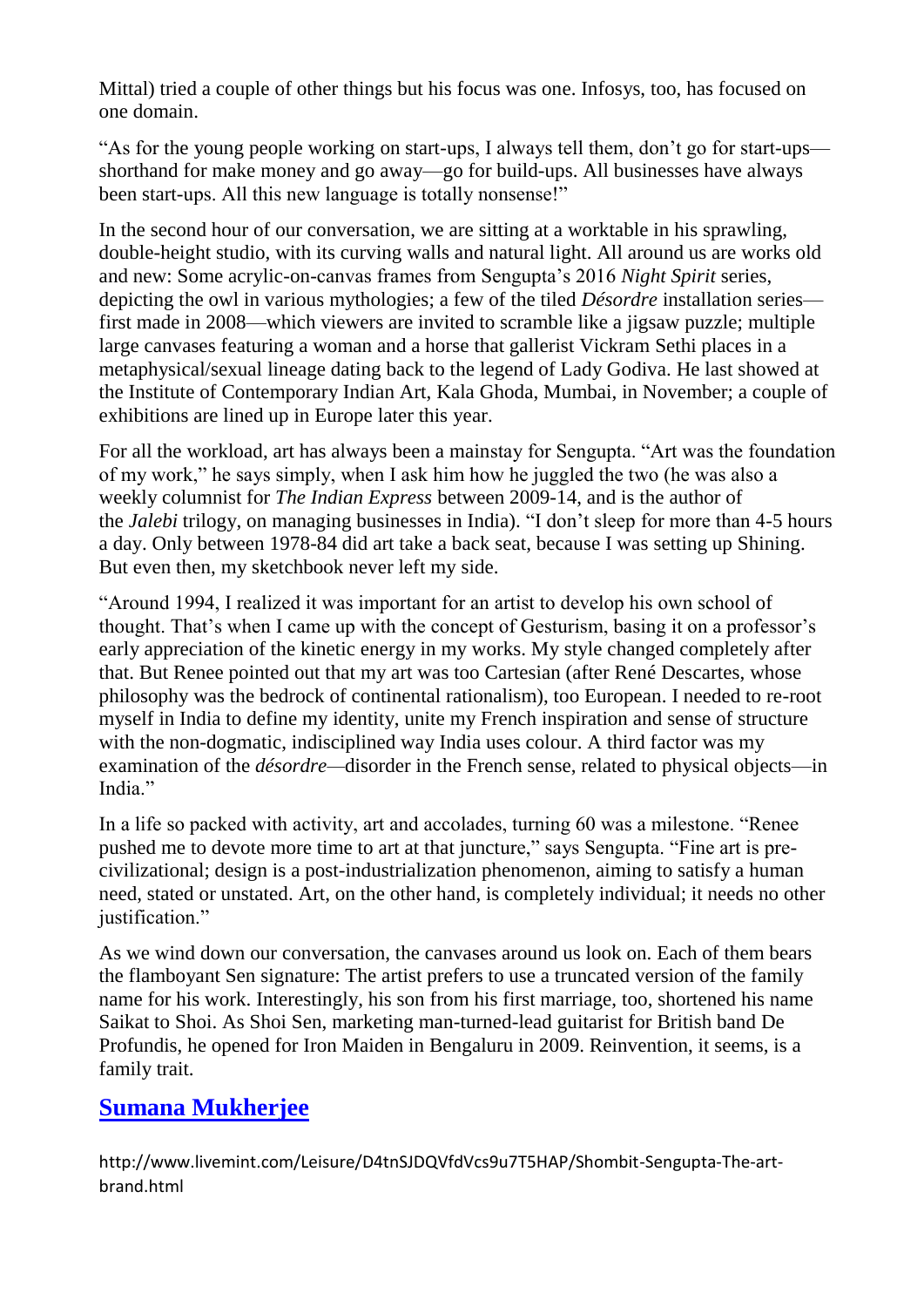Mittal) tried a couple of other things but his focus was one. Infosys, too, has focused on one domain.

"As for the young people working on start-ups, I always tell them, don't go for start-ups—shorthand for make money and go away—go for build-ups. All businesses have always been start-ups. All this new language is totally nonsense!"

In the second hour of our conversation, we are sitting at a worktable in his sprawling, double-height studio, with its curving walls and natural light. All around us are works old and new: Some acrylic-on-canvas frames from Sengupta's 2016 *Night Spirit* series, depicting the owl in various mythologies; a few of the tiled *Désordre* installation series—first made in 2008—which viewers are invited to scramble like a jigsaw puzzle; multiple large canvases featuring a woman and a horse that gallerist Vickram Sethi places in a metaphysical/sexual lineage dating back to the legend of Lady Godiva. He last showed at the Institute of Contemporary Indian Art, Kala Ghoda, Mumbai, in November; a couple of exhibitions are lined up in Europe later this year.

For all the workload, art has always been a mainstay for Sengupta. "Art was the foundation of my work," he says simply, when I ask him how he juggled the two (he was also a weekly columnist for *The Indian Express* between 2009-14, and is the author of the *Jalebi* trilogy, on managing businesses in India). "I don't sleep for more than 4-5 hours a day. Only between 1978-84 did art take a back seat, because I was setting up Shining. But even then, my sketchbook never left my side.

"Around 1994, I realized it was important for an artist to develop his own school of thought. That's when I came up with the concept of Gesturism, basing it on a professor's early appreciation of the kinetic energy in my works. My style changed completely after that. But Renee pointed out that my art was too Cartesian (after René Descartes, whose philosophy was the bedrock of continental rationalism), too European. I needed to re-root myself in India to define my identity, unite my French inspiration and sense of structure with the non-dogmatic, indisciplined way India uses colour. A third factor was my examination of the *désordre*—disorder in the French sense, related to physical objects—in India."

In a life so packed with activity, art and accolades, turning 60 was a milestone. "Renee pushed me to devote more time to art at that juncture," says Sengupta. "Fine art is pre-civilizational; design is a post-industrialization phenomenon, aiming to satisfy a human need, stated or unstated. Art, on the other hand, is completely individual; it needs no other justification."

As we wind down our conversation, the canvases around us look on. Each of them bears the flamboyant Sen signature: The artist prefers to use a truncated version of the family name for his work. Interestingly, his son from his first marriage, too, shortened his name Saikat to Shoi. As Shoi Sen, marketing man-turned-lead guitarist for British band De Profundis, he opened for Iron Maiden in Bengaluru in 2009. Reinvention, it seems, is a family trait.

## Sumana Mukherjee

http://www.livemint.com/Leisure/D4tnSJDQVfdVcs9u7T5HAP/Shombit-Sengupta-The-art-brand.html